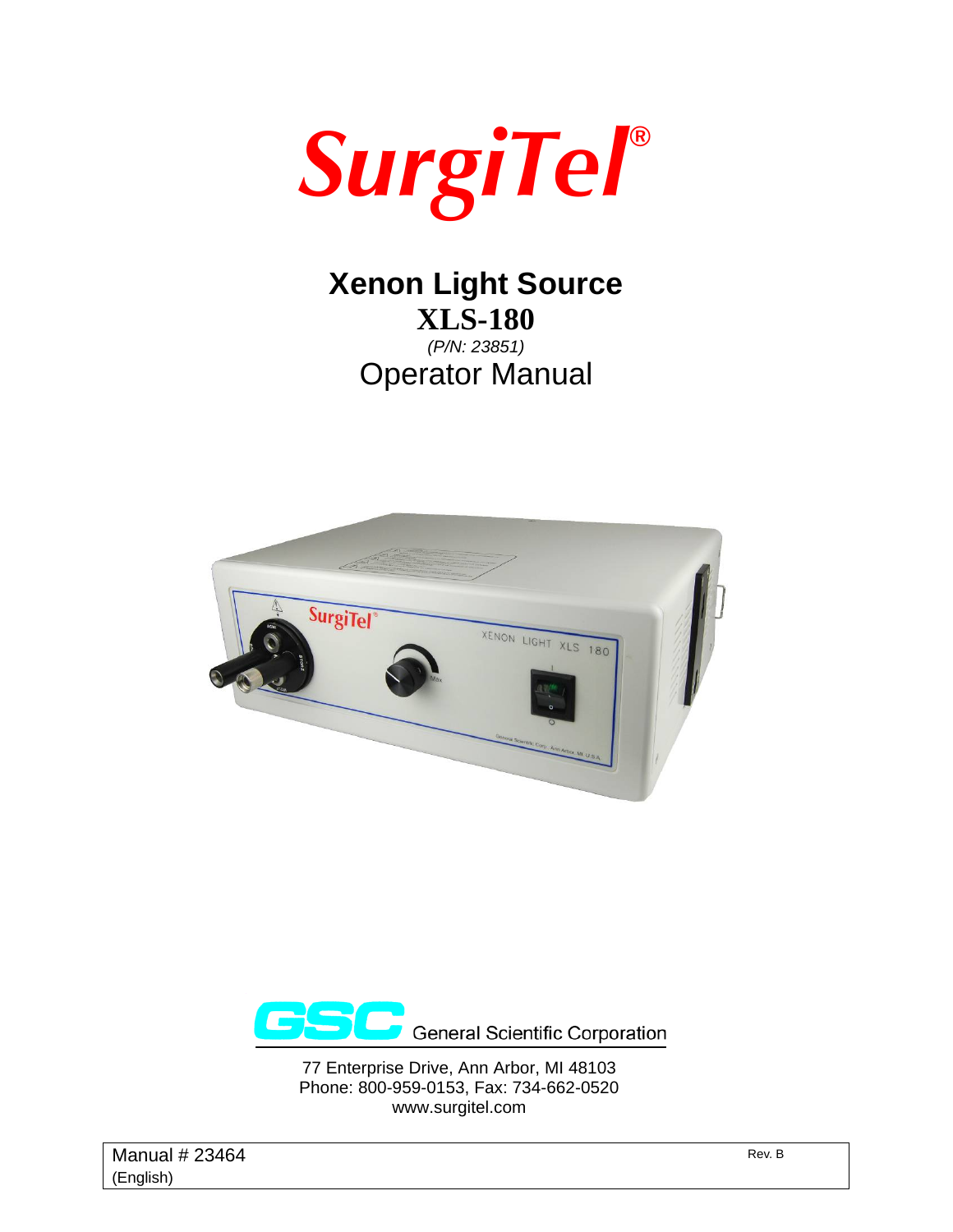# SurgiTel®

## Xenon Light Source

## XLS-180

*(P/N: 23851)*

## Operator Manual

General Scientific Corporation

77 Enterprise Drive, Ann Arbor, MI 48103
Phone: 800-959-0153, Fax: 734-662-0520
www.surgitel.com

Manual # 23464
(English)

Rev. B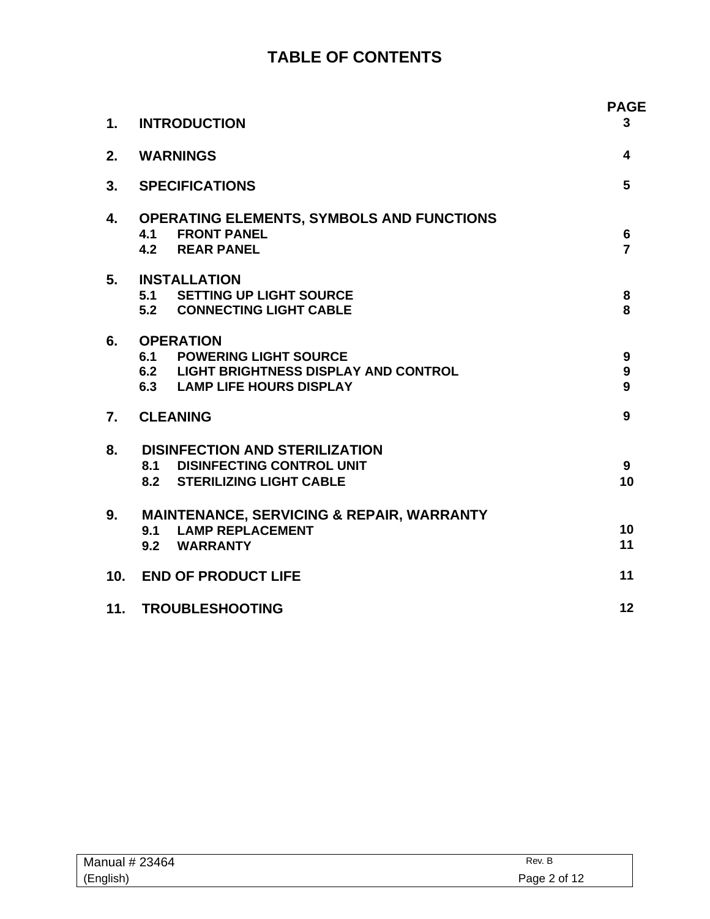# TABLE OF CONTENTS

| | | PAGE |
|---|---|---|
| **1.** | **INTRODUCTION** | **3** |
| **2.** | **WARNINGS** | **4** |
| **3.** | **SPECIFICATIONS** | **5** |
| **4.** | **OPERATING ELEMENTS, SYMBOLS AND FUNCTIONS** | |
| | **4.1 FRONT PANEL** | **6** |
| | **4.2 REAR PANEL** | **7** |
| **5.** | **INSTALLATION** | |
| | **5.1 SETTING UP LIGHT SOURCE** | **8** |
| | **5.2 CONNECTING LIGHT CABLE** | **8** |
| **6.** | **OPERATION** | |
| | **6.1 POWERING LIGHT SOURCE** | **9** |
| | **6.2 LIGHT BRIGHTNESS DISPLAY AND CONTROL** | **9** |
| | **6.3 LAMP LIFE HOURS DISPLAY** | **9** |
| **7.** | **CLEANING** | **9** |
| **8.** | **DISINFECTION AND STERILIZATION** | |
| | **8.1 DISINFECTING CONTROL UNIT** | **9** |
| | **8.2 STERILIZING LIGHT CABLE** | **10** |
| **9.** | **MAINTENANCE, SERVICING & REPAIR, WARRANTY** | |
| | **9.1 LAMP REPLACEMENT** | **10** |
| | **9.2 WARRANTY** | **11** |
| **10.** | **END OF PRODUCT LIFE** | **11** |
| **11.** | **TROUBLESHOOTING** | **12** |

Manual # 23464 (English) Rev. B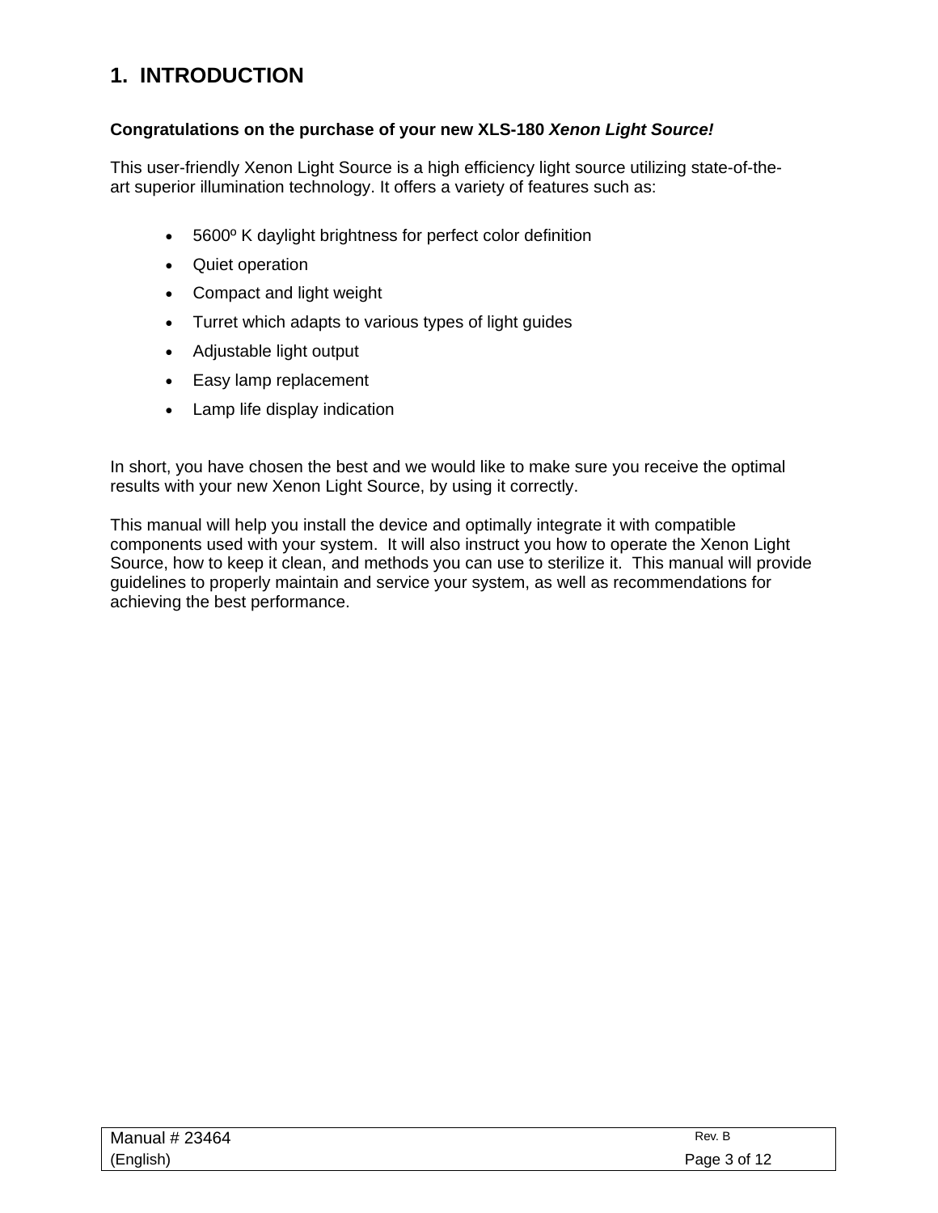# 1. INTRODUCTION

**Congratulations on the purchase of your new XLS-180 *Xenon Light Source!***

This user-friendly Xenon Light Source is a high efficiency light source utilizing state-of-the-art superior illumination technology. It offers a variety of features such as:

- 5600º K daylight brightness for perfect color definition
- Quiet operation
- Compact and light weight
- Turret which adapts to various types of light guides
- Adjustable light output
- Easy lamp replacement
- Lamp life display indication

In short, you have chosen the best and we would like to make sure you receive the optimal results with your new Xenon Light Source, by using it correctly.

This manual will help you install the device and optimally integrate it with compatible components used with your system. It will also instruct you how to operate the Xenon Light Source, how to keep it clean, and methods you can use to sterilize it. This manual will provide guidelines to properly maintain and service your system, as well as recommendations for achieving the best performance.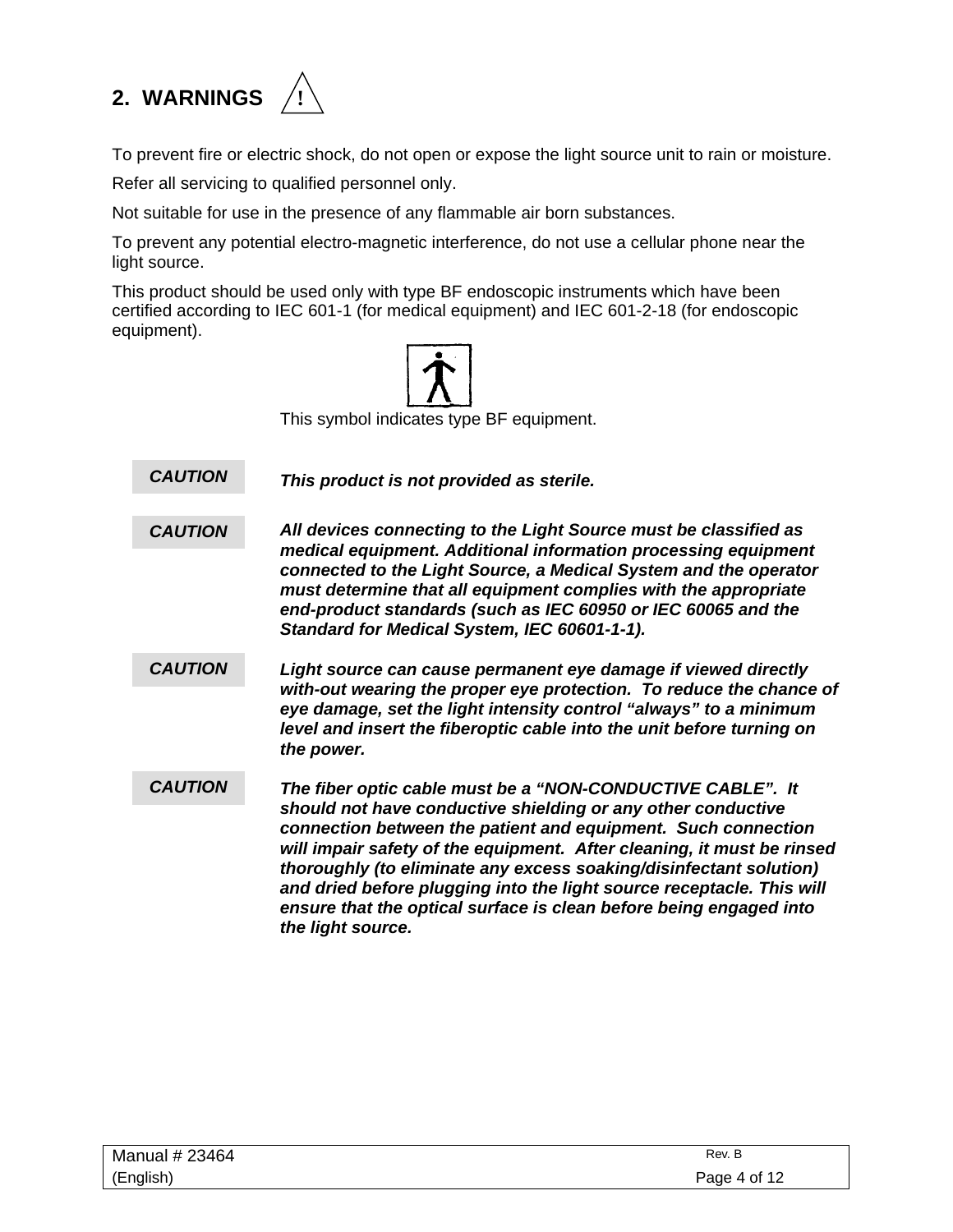## 2. WARNINGS ⚠

To prevent fire or electric shock, do not open or expose the light source unit to rain or moisture.

Refer all servicing to qualified personnel only.

Not suitable for use in the presence of any flammable air born substances.

To prevent any potential electro-magnetic interference, do not use a cellular phone near the light source.

This product should be used only with type BF endoscopic instruments which have been certified according to IEC 601-1 (for medical equipment) and IEC 601-2-18 (for endoscopic equipment).

This symbol indicates type BF equipment.

**CAUTION** — ***This product is not provided as sterile.***

**CAUTION** — ***All devices connecting to the Light Source must be classified as medical equipment. Additional information processing equipment connected to the Light Source, a Medical System and the operator must determine that all equipment complies with the appropriate end-product standards (such as IEC 60950 or IEC 60065 and the Standard for Medical System, IEC 60601-1-1).***

**CAUTION** — ***Light source can cause permanent eye damage if viewed directly with-out wearing the proper eye protection. To reduce the chance of eye damage, set the light intensity control "always" to a minimum level and insert the fiberoptic cable into the unit before turning on the power.***

**CAUTION** — ***The fiber optic cable must be a "NON-CONDUCTIVE CABLE". It should not have conductive shielding or any other conductive connection between the patient and equipment. Such connection will impair safety of the equipment. After cleaning, it must be rinsed thoroughly (to eliminate any excess soaking/disinfectant solution) and dried before plugging into the light source receptacle. This will ensure that the optical surface is clean before being engaged into the light source.***

Manual # 23464 Rev. B
(English)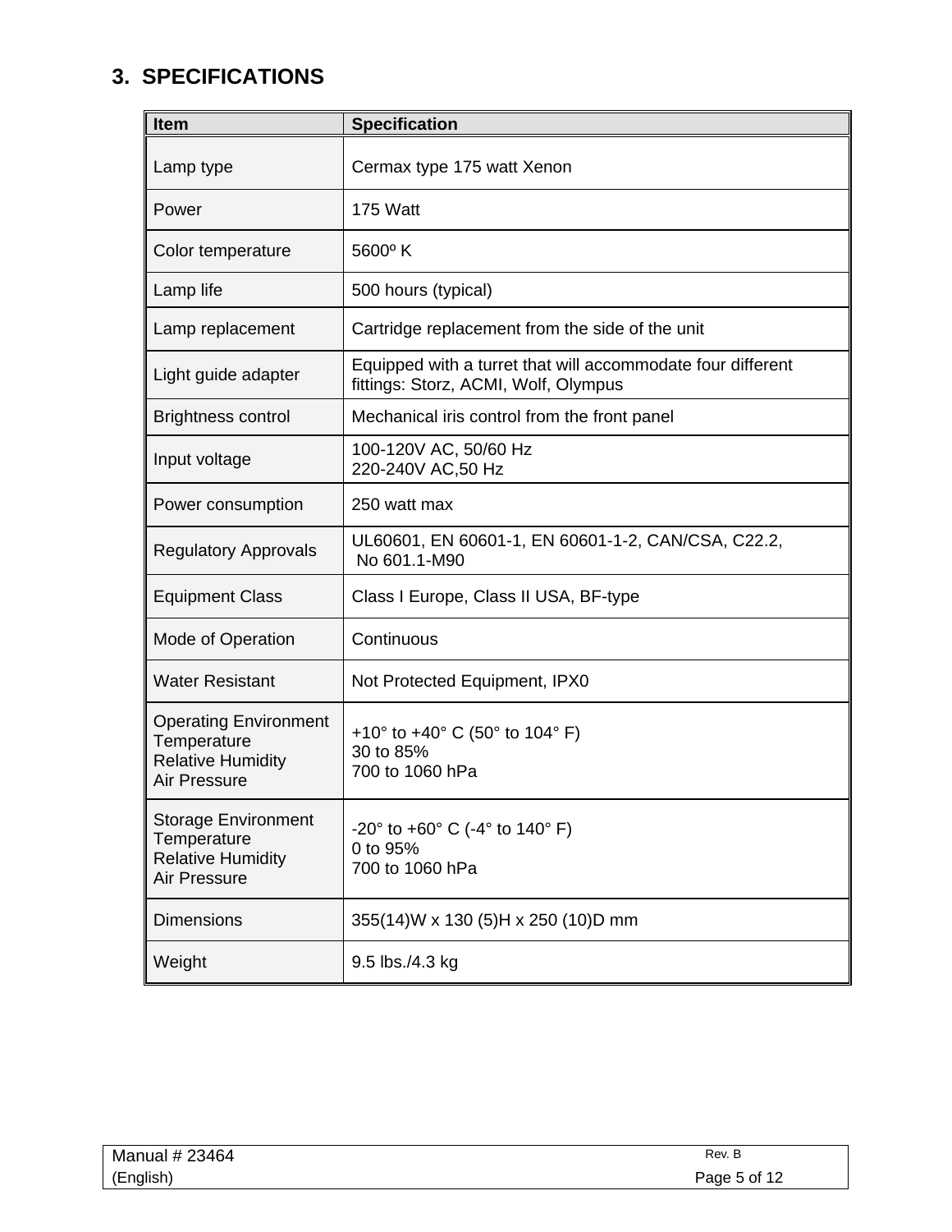# 3. SPECIFICATIONS

| Item | Specification |
|---|---|
| Lamp type | Cermax type 175 watt Xenon |
| Power | 175 Watt |
| Color temperature | 5600º K |
| Lamp life | 500 hours (typical) |
| Lamp replacement | Cartridge replacement from the side of the unit |
| Light guide adapter | Equipped with a turret that will accommodate four different fittings: Storz, ACMI, Wolf, Olympus |
| Brightness control | Mechanical iris control from the front panel |
| Input voltage | 100-120V AC, 50/60 Hz<br>220-240V AC,50 Hz |
| Power consumption | 250 watt max |
| Regulatory Approvals | UL60601, EN 60601-1, EN 60601-1-2, CAN/CSA, C22.2, No 601.1-M90 |
| Equipment Class | Class I Europe, Class II USA, BF-type |
| Mode of Operation | Continuous |
| Water Resistant | Not Protected Equipment, IPX0 |
| Operating Environment<br>Temperature<br>Relative Humidity<br>Air Pressure | +10° to +40° C (50° to 104° F)<br>30 to 85%<br>700 to 1060 hPa |
| Storage Environment<br>Temperature<br>Relative Humidity<br>Air Pressure | -20° to +60° C (-4° to 140° F)<br>0 to 95%<br>700 to 1060 hPa |
| Dimensions | 355(14)W x 130 (5)H x 250 (10)D mm |
| Weight | 9.5 lbs./4.3 kg |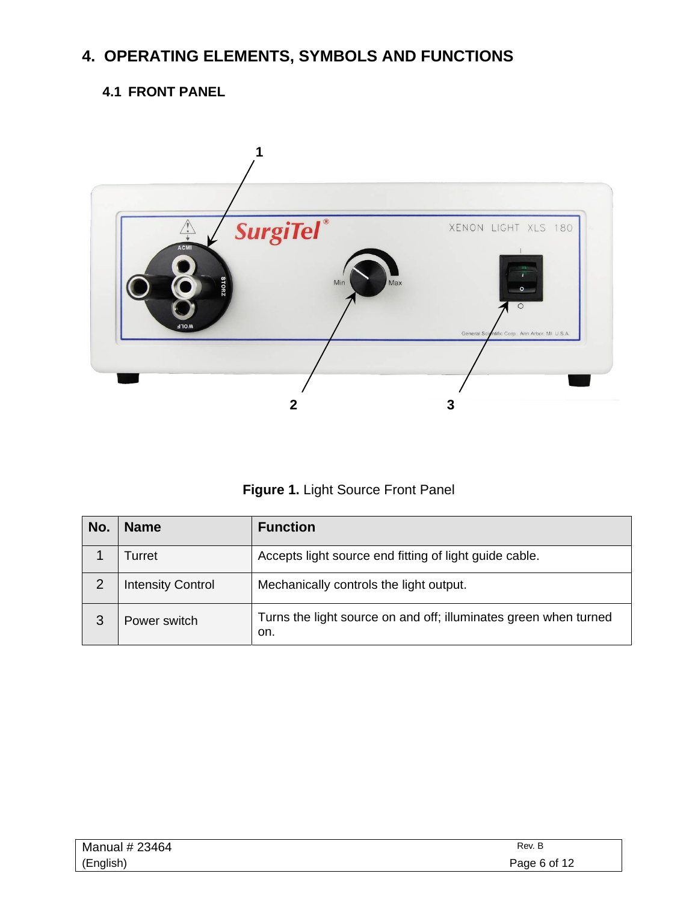# 4. OPERATING ELEMENTS, SYMBOLS AND FUNCTIONS

## 4.1 FRONT PANEL

**Figure 1.** Light Source Front Panel

| No. | Name | Function |
|---|---|---|
| 1 | Turret | Accepts light source end fitting of light guide cable. |
| 2 | Intensity Control | Mechanically controls the light output. |
| 3 | Power switch | Turns the light source on and off; illuminates green when turned on. |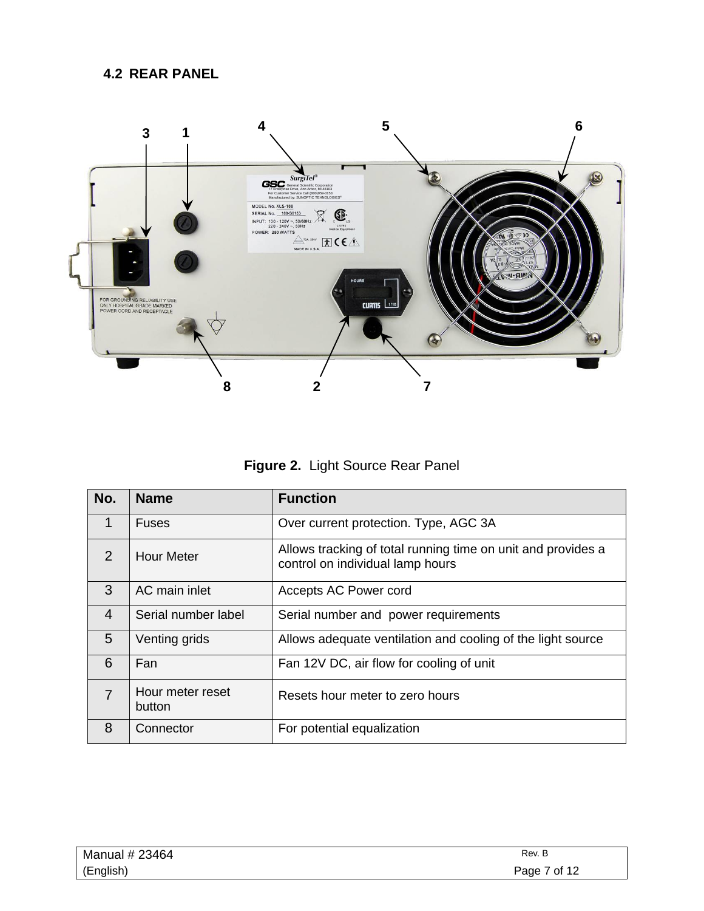## 4.2 REAR PANEL

**Figure 2.** Light Source Rear Panel

| No. | Name | Function |
|---|---|---|
| 1 | Fuses | Over current protection. Type, AGC 3A |
| 2 | Hour Meter | Allows tracking of total running time on unit and provides a control on individual lamp hours |
| 3 | AC main inlet | Accepts AC Power cord |
| 4 | Serial number label | Serial number and power requirements |
| 5 | Venting grids | Allows adequate ventilation and cooling of the light source |
| 6 | Fan | Fan 12V DC, air flow for cooling of unit |
| 7 | Hour meter reset button | Resets hour meter to zero hours |
| 8 | Connector | For potential equalization |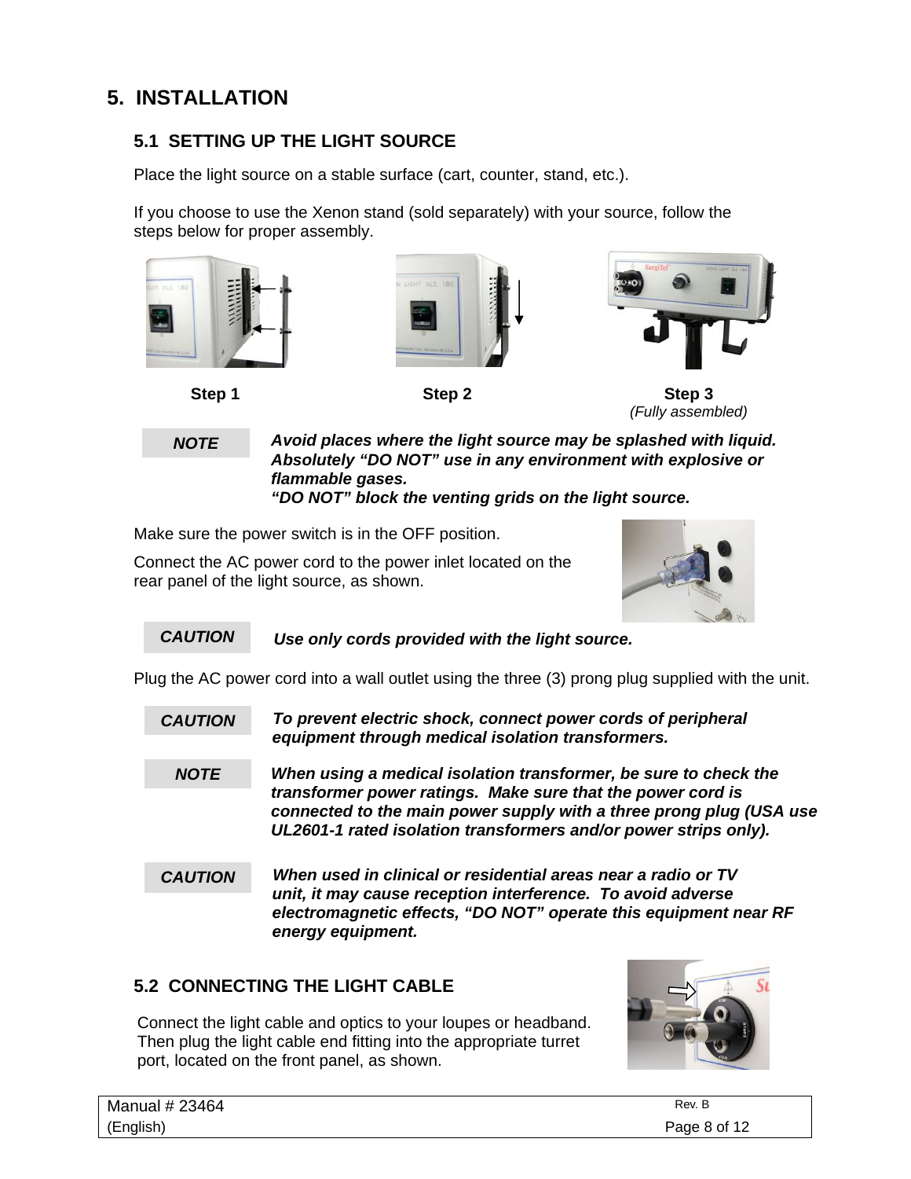# 5. INSTALLATION

## 5.1 SETTING UP THE LIGHT SOURCE

Place the light source on a stable surface (cart, counter, stand, etc.).

If you choose to use the Xenon stand (sold separately) with your source, follow the steps below for proper assembly.

**Step 1** **Step 2** **Step 3** *(Fully assembled)*

| NOTE | ***Avoid places where the light source may be splashed with liquid. Absolutely "DO NOT" use in any environment with explosive or flammable gases. "DO NOT" block the venting grids on the light source.*** |
|---|---|

Make sure the power switch is in the OFF position.

Connect the AC power cord to the power inlet located on the rear panel of the light source, as shown.

| CAUTION | ***Use only cords provided with the light source.*** |
|---|---|

Plug the AC power cord into a wall outlet using the three (3) prong plug supplied with the unit.

| CAUTION | ***To prevent electric shock, connect power cords of peripheral equipment through medical isolation transformers.*** |
|---|---|

| NOTE | ***When using a medical isolation transformer, be sure to check the transformer power ratings. Make sure that the power cord is connected to the main power supply with a three prong plug (USA use UL2601-1 rated isolation transformers and/or power strips only).*** |
|---|---|

| CAUTION | ***When used in clinical or residential areas near a radio or TV unit, it may cause reception interference. To avoid adverse electromagnetic effects, "DO NOT" operate this equipment near RF energy equipment.*** |
|---|---|

## 5.2 CONNECTING THE LIGHT CABLE

Connect the light cable and optics to your loupes or headband. Then plug the light cable end fitting into the appropriate turret port, located on the front panel, as shown.

Manual # 23464 (English) Rev. B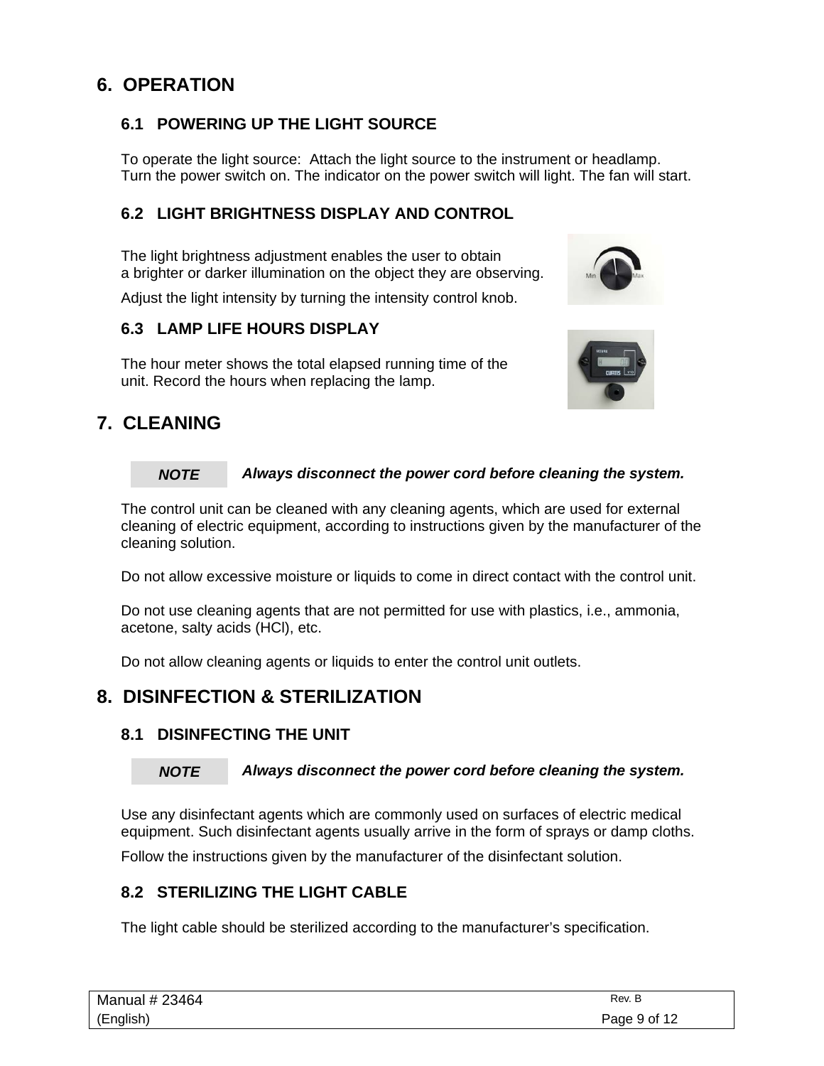# 6. OPERATION

## 6.1 POWERING UP THE LIGHT SOURCE

To operate the light source: Attach the light source to the instrument or headlamp. Turn the power switch on. The indicator on the power switch will light. The fan will start.

## 6.2 LIGHT BRIGHTNESS DISPLAY AND CONTROL

The light brightness adjustment enables the user to obtain a brighter or darker illumination on the object they are observing.

Adjust the light intensity by turning the intensity control knob.

## 6.3 LAMP LIFE HOURS DISPLAY

The hour meter shows the total elapsed running time of the unit. Record the hours when replacing the lamp.

# 7. CLEANING

**NOTE** ***Always disconnect the power cord before cleaning the system.***

The control unit can be cleaned with any cleaning agents, which are used for external cleaning of electric equipment, according to instructions given by the manufacturer of the cleaning solution.

Do not allow excessive moisture or liquids to come in direct contact with the control unit.

Do not use cleaning agents that are not permitted for use with plastics, i.e., ammonia, acetone, salty acids (HCl), etc.

Do not allow cleaning agents or liquids to enter the control unit outlets.

# 8. DISINFECTION & STERILIZATION

## 8.1 DISINFECTING THE UNIT

**NOTE** ***Always disconnect the power cord before cleaning the system.***

Use any disinfectant agents which are commonly used on surfaces of electric medical equipment. Such disinfectant agents usually arrive in the form of sprays or damp cloths.

Follow the instructions given by the manufacturer of the disinfectant solution.

## 8.2 STERILIZING THE LIGHT CABLE

The light cable should be sterilized according to the manufacturer's specification.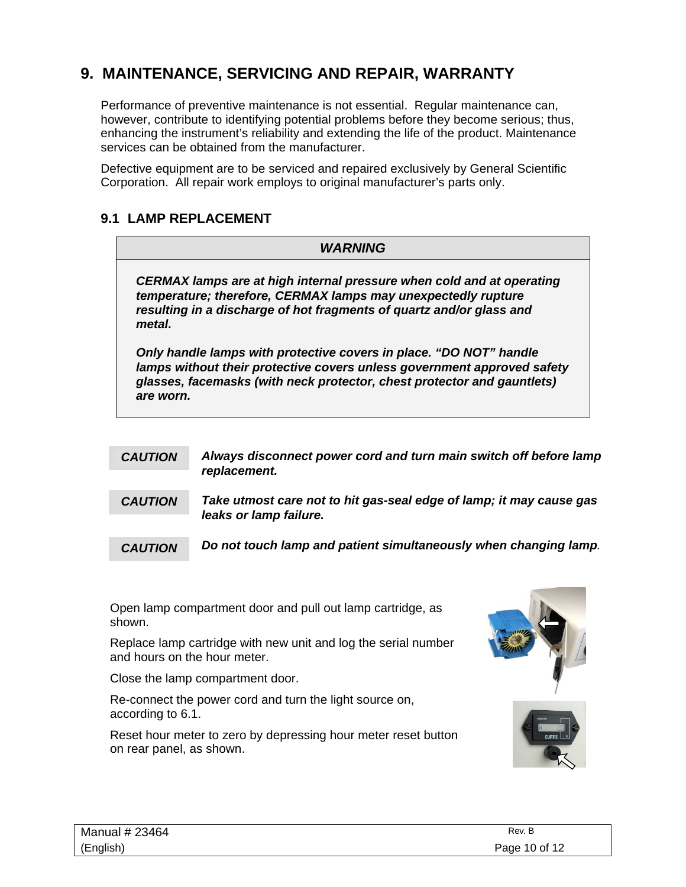# 9. MAINTENANCE, SERVICING AND REPAIR, WARRANTY

Performance of preventive maintenance is not essential. Regular maintenance can, however, contribute to identifying potential problems before they become serious; thus, enhancing the instrument's reliability and extending the life of the product. Maintenance services can be obtained from the manufacturer.

Defective equipment are to be serviced and repaired exclusively by General Scientific Corporation. All repair work employs to original manufacturer's parts only.

## 9.1 LAMP REPLACEMENT

| ***WARNING*** |
| --- |
| ***CERMAX lamps are at high internal pressure when cold and at operating temperature; therefore, CERMAX lamps may unexpectedly rupture resulting in a discharge of hot fragments of quartz and/or glass and metal.*** <br><br> ***Only handle lamps with protective covers in place. "DO NOT" handle lamps without their protective covers unless government approved safety glasses, facemasks (with neck protector, chest protector and gauntlets) are worn.*** |

| | |
| --- | --- |
| ***CAUTION*** | ***Always disconnect power cord and turn main switch off before lamp replacement.*** |
| ***CAUTION*** | ***Take utmost care not to hit gas-seal edge of lamp; it may cause gas leaks or lamp failure.*** |
| ***CAUTION*** | ***Do not touch lamp and patient simultaneously when changing lamp.*** |

Open lamp compartment door and pull out lamp cartridge, as shown.

Replace lamp cartridge with new unit and log the serial number and hours on the hour meter.

Close the lamp compartment door.

Re-connect the power cord and turn the light source on, according to 6.1.

Reset hour meter to zero by depressing hour meter reset button on rear panel, as shown.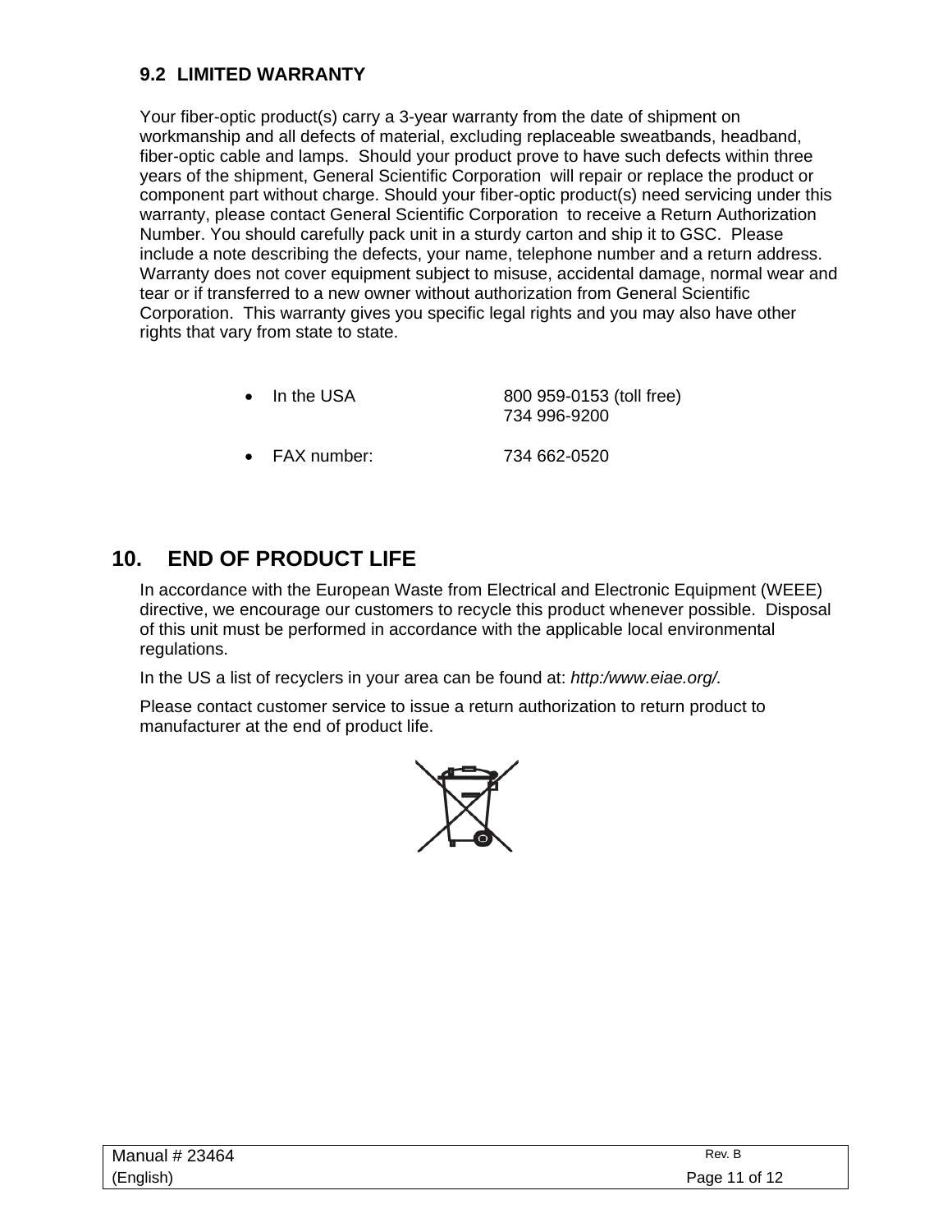### 9.2 LIMITED WARRANTY

Your fiber-optic product(s) carry a 3-year warranty from the date of shipment on workmanship and all defects of material, excluding replaceable sweatbands, headband, fiber-optic cable and lamps. Should your product prove to have such defects within three years of the shipment, General Scientific Corporation will repair or replace the product or component part without charge. Should your fiber-optic product(s) need servicing under this warranty, please contact General Scientific Corporation to receive a Return Authorization Number. You should carefully pack unit in a sturdy carton and ship it to GSC. Please include a note describing the defects, your name, telephone number and a return address. Warranty does not cover equipment subject to misuse, accidental damage, normal wear and tear or if transferred to a new owner without authorization from General Scientific Corporation. This warranty gives you specific legal rights and you may also have other rights that vary from state to state.

- In the USA 800 959-0153 (toll free)
  734 996-9200
- FAX number: 734 662-0520

## 10. END OF PRODUCT LIFE

In accordance with the European Waste from Electrical and Electronic Equipment (WEEE) directive, we encourage our customers to recycle this product whenever possible. Disposal of this unit must be performed in accordance with the applicable local environmental regulations.

In the US a list of recyclers in your area can be found at: *http:/www.eiae.org/.*

Please contact customer service to issue a return authorization to return product to manufacturer at the end of product life.

Manual # 23464 Rev. B
(English)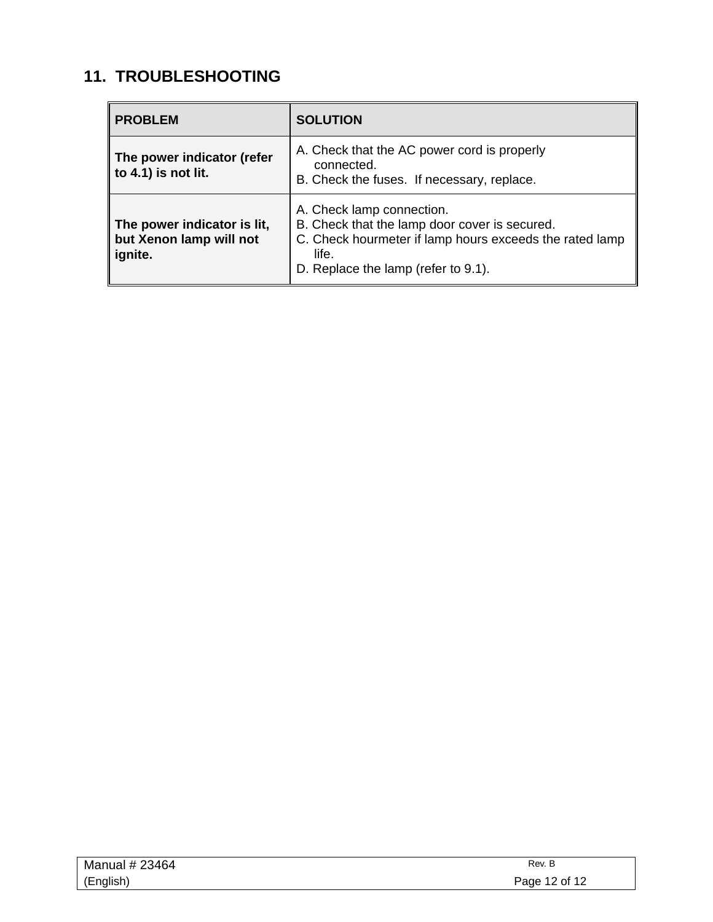## 11. TROUBLESHOOTING

| PROBLEM | SOLUTION |
|---|---|
| **The power indicator (refer to 4.1) is not lit.** | A. Check that the AC power cord is properly connected.<br>B. Check the fuses. If necessary, replace. |
| **The power indicator is lit, but Xenon lamp will not ignite.** | A. Check lamp connection.<br>B. Check that the lamp door cover is secured.<br>C. Check hourmeter if lamp hours exceeds the rated lamp life.<br>D. Replace the lamp (refer to 9.1). |